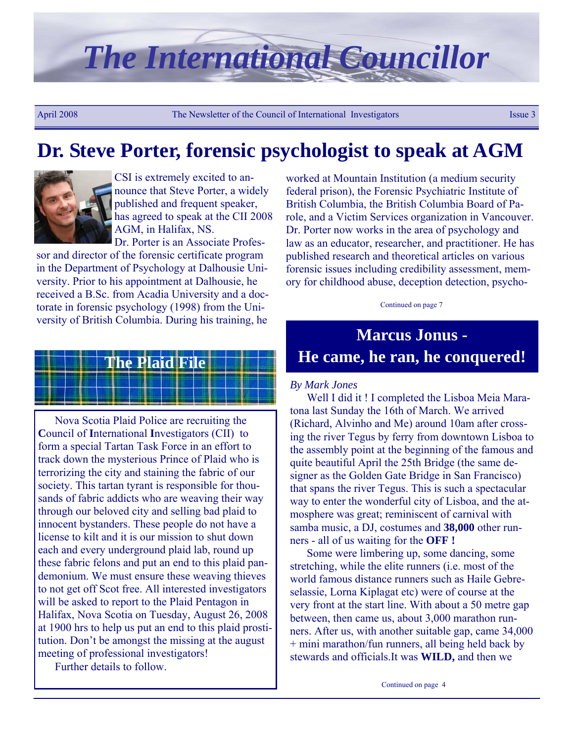# The International Councillor

April 2008 — The Newsletter of the Council of International Investigators — Issue 3

## Dr. Steve Porter, forensic psychologist to speak at AGM

CSI is extremely excited to announce that Steve Porter, a widely published and frequent speaker, has agreed to speak at the CII 2008 AGM, in Halifax, NS.

Dr. Porter is an Associate Professor and director of the forensic certificate program in the Department of Psychology at Dalhousie University. Prior to his appointment at Dalhousie, he received a B.Sc. from Acadia University and a doctorate in forensic psychology (1998) from the University of British Columbia. During his training, he worked at Mountain Institution (a medium security federal prison), the Forensic Psychiatric Institute of British Columbia, the British Columbia Board of Parole, and a Victim Services organization in Vancouver. Dr. Porter now works in the area of psychology and law as an educator, researcher, and practitioner. He has published research and theoretical articles on various forensic issues including credibility assessment, memory for childhood abuse, deception detection, psycho-

Continued on page 7

## The Plaid File

Nova Scotia Plaid Police are recruiting the **C**ouncil of **I**nternational **I**nvestigators (CII) to form a special Tartan Task Force in an effort to track down the mysterious Prince of Plaid who is terrorizing the city and staining the fabric of our society. This tartan tyrant is responsible for thousands of fabric addicts who are weaving their way through our beloved city and selling bad plaid to innocent bystanders. These people do not have a license to kilt and it is our mission to shut down each and every underground plaid lab, round up these fabric felons and put an end to this plaid pandemonium. We must ensure these weaving thieves to not get off Scot free. All interested investigators will be asked to report to the Plaid Pentagon in Halifax, Nova Scotia on Tuesday, August 26, 2008 at 1900 hrs to help us put an end to this plaid prostitution. Don't be amongst the missing at the august meeting of professional investigators!

Further details to follow.

## Marcus Jonus - He came, he ran, he conquered!

*By Mark Jones*

Well I did it ! I completed the Lisboa Meia Maratona last Sunday the 16th of March. We arrived (Richard, Alvinho and Me) around 10am after crossing the river Tegus by ferry from downtown Lisboa to the assembly point at the beginning of the famous and quite beautiful April the 25th Bridge (the same designer as the Golden Gate Bridge in San Francisco) that spans the river Tegus. This is such a spectacular way to enter the wonderful city of Lisboa, and the atmosphere was great; reminiscent of carnival with samba music, a DJ, costumes and **38,000** other runners - all of us waiting for the **OFF !**

Some were limbering up, some dancing, some stretching, while the elite runners (i.e. most of the world famous distance runners such as Haile Gebreselassie, Lorna Kiplagat etc) were of course at the very front at the start line. With about a 50 metre gap between, then came us, about 3,000 marathon runners. After us, with another suitable gap, came 34,000 + mini marathon/fun runners, all being held back by stewards and officials.It was **WILD,** and then we

Continued on page 4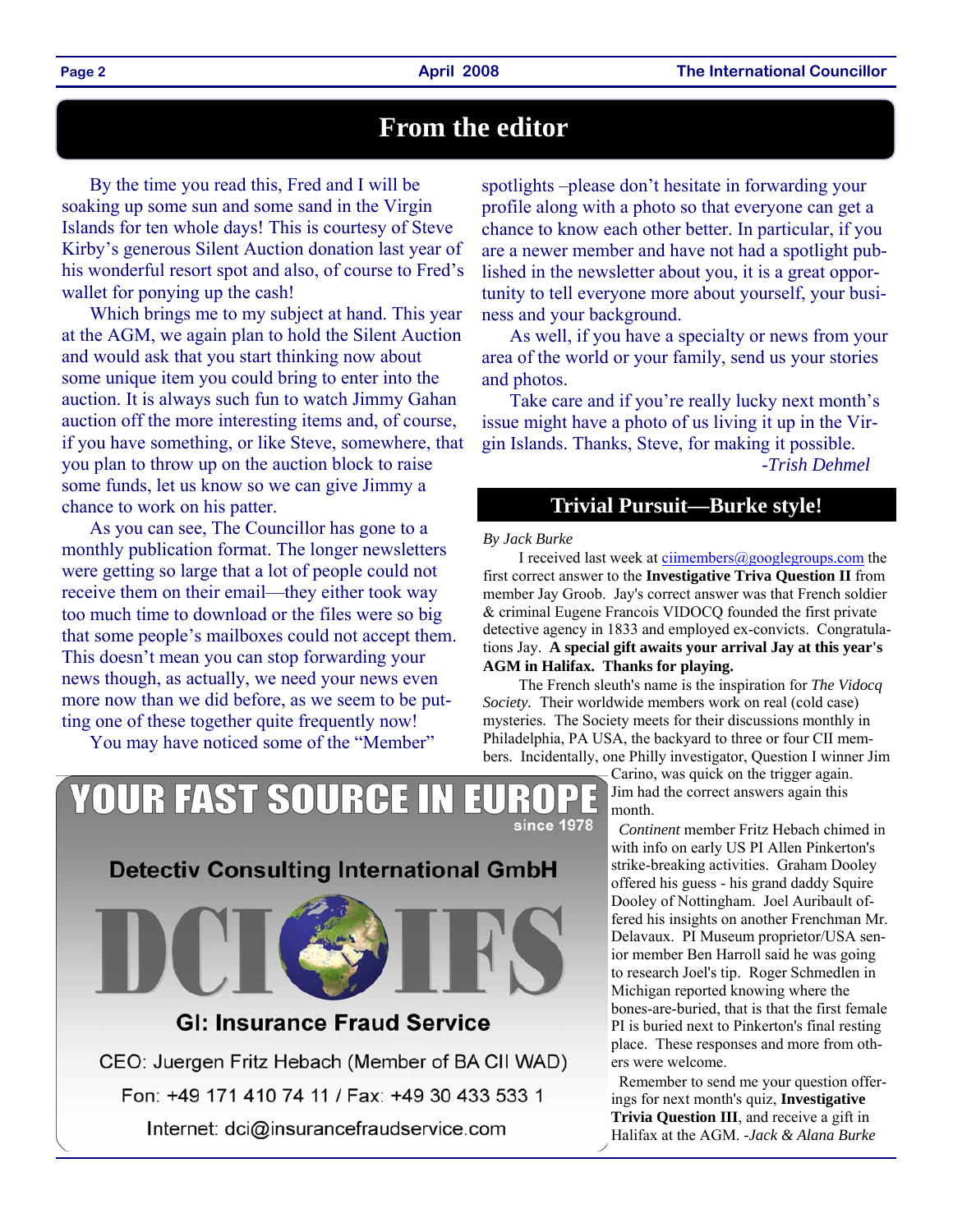## From the editor

By the time you read this, Fred and I will be soaking up some sun and some sand in the Virgin Islands for ten whole days! This is courtesy of Steve Kirby's generous Silent Auction donation last year of his wonderful resort spot and also, of course to Fred's wallet for ponying up the cash!

Which brings me to my subject at hand. This year at the AGM, we again plan to hold the Silent Auction and would ask that you start thinking now about some unique item you could bring to enter into the auction. It is always such fun to watch Jimmy Gahan auction off the more interesting items and, of course, if you have something, or like Steve, somewhere, that you plan to throw up on the auction block to raise some funds, let us know so we can give Jimmy a chance to work on his patter.

As you can see, The Councillor has gone to a monthly publication format. The longer newsletters were getting so large that a lot of people could not receive them on their email—they either took way too much time to download or the files were so big that some people's mailboxes could not accept them. This doesn't mean you can stop forwarding your news though, as actually, we need your news even more now than we did before, as we seem to be putting one of these together quite frequently now!

You may have noticed some of the "Member" spotlights –please don't hesitate in forwarding your profile along with a photo so that everyone can get a chance to know each other better. In particular, if you are a newer member and have not had a spotlight published in the newsletter about you, it is a great opportunity to tell everyone more about yourself, your business and your background.

As well, if you have a specialty or news from your area of the world or your family, send us your stories and photos.

Take care and if you're really lucky next month's issue might have a photo of us living it up in the Virgin Islands. Thanks, Steve, for making it possible.

*-Trish Dehmel*

## Trivial Pursuit—Burke style!

*By Jack Burke*

I received last week at ciimembers@googlegroups.com the first correct answer to the **Investigative Triva Question II** from member Jay Groob. Jay's correct answer was that French soldier & criminal Eugene Francois VIDOCQ founded the first private detective agency in 1833 and employed ex-convicts. Congratulations Jay. **A special gift awaits your arrival Jay at this year's AGM in Halifax. Thanks for playing.**

The French sleuth's name is the inspiration for *The Vidocq Society.* Their worldwide members work on real (cold case) mysteries. The Society meets for their discussions monthly in Philadelphia, PA USA, the backyard to three or four CII members. Incidentally, one Philly investigator, Question I winner Jim Carino, was quick on the trigger again. Jim had the correct answers again this month.

*Continent* member Fritz Hebach chimed in with info on early US PI Allen Pinkerton's strike-breaking activities. Graham Dooley offered his guess - his grand daddy Squire Dooley of Nottingham. Joel Auribault offered his insights on another Frenchman Mr. Delavaux. PI Museum proprietor/USA senior member Ben Harroll said he was going to research Joel's tip. Roger Schmedlen in Michigan reported knowing where the bones-are-buried, that is that the first female PI is buried next to Pinkerton's final resting place. These responses and more from others were welcome.

Remember to send me your question offerings for next month's quiz, **Investigative Trivia Question III**, and receive a gift in Halifax at the AGM. *-Jack & Alana Burke*

**YOUR FAST SOURCE IN EUROPE** since 1978

**Detectiv Consulting International GmbH**

DCI IFS

**GI: Insurance Fraud Service**

CEO: Juergen Fritz Hebach (Member of BA CII WAD)

Fon: +49 171 410 74 11 / Fax: +49 30 433 533 1

Internet: dci@insurancefraudservice.com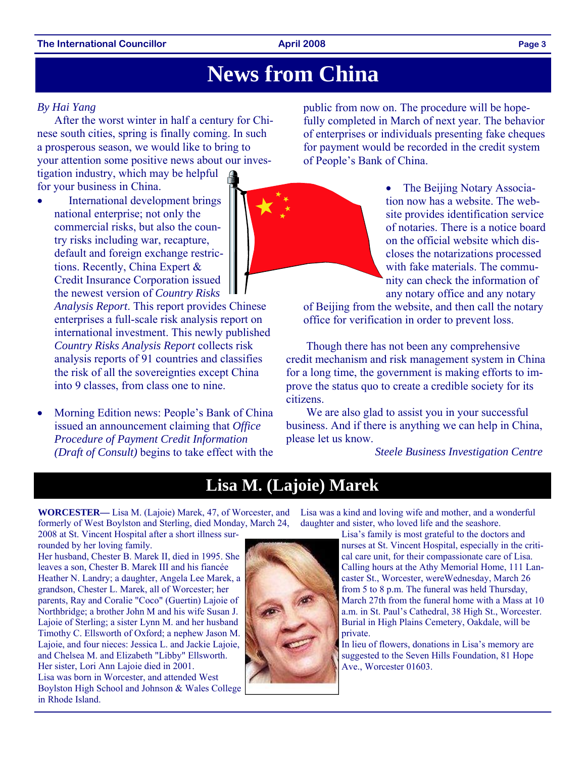# News from China

*By Hai Yang*

After the worst winter in half a century for Chinese south cities, spring is finally coming. In such a prosperous season, we would like to bring to your attention some positive news about our investigation industry, which may be helpful for your business in China.

- International development brings national enterprise; not only the commercial risks, but also the country risks including war, recapture, default and foreign exchange restrictions. Recently, China Expert & Credit Insurance Corporation issued the newest version of *Country Risks Analysis Report*. This report provides Chinese enterprises a full-scale risk analysis report on international investment. This newly published *Country Risks Analysis Report* collects risk analysis reports of 91 countries and classifies the risk of all the sovereignties except China into 9 classes, from class one to nine.

- Morning Edition news: People's Bank of China issued an announcement claiming that *Office Procedure of Payment Credit Information (Draft of Consult)* begins to take effect with the public from now on. The procedure will be hopefully completed in March of next year. The behavior of enterprises or individuals presenting fake cheques for payment would be recorded in the credit system of People's Bank of China.

- The Beijing Notary Association now has a website. The website provides identification service of notaries. There is a notice board on the official website which discloses the notarizations processed with fake materials. The community can check the information of any notary office and any notary of Beijing from the website, and then call the notary office for verification in order to prevent loss.

Though there has not been any comprehensive credit mechanism and risk management system in China for a long time, the government is making efforts to improve the status quo to create a credible society for its citizens.

We are also glad to assist you in your successful business. And if there is anything we can help in China, please let us know.

*Steele Business Investigation Centre*

# Lisa M. (Lajoie) Marek

**WORCESTER—** Lisa M. (Lajoie) Marek, 47, of Worcester, and formerly of West Boylston and Sterling, died Monday, March 24, 2008 at St. Vincent Hospital after a short illness surrounded by her loving family.

Her husband, Chester B. Marek II, died in 1995. She leaves a son, Chester B. Marek III and his fiancée Heather N. Landry; a daughter, Angela Lee Marek, a grandson, Chester L. Marek, all of Worcester; her parents, Ray and Coralie "Coco" (Guertin) Lajoie of Northbridge; a brother John M and his wife Susan J. Lajoie of Sterling; a sister Lynn M. and her husband Timothy C. Ellsworth of Oxford; a nephew Jason M. Lajoie, and four nieces: Jessica L. and Jackie Lajoie, and Chelsea M. and Elizabeth "Libby" Ellsworth. Her sister, Lori Ann Lajoie died in 2001.

Lisa was born in Worcester, and attended West Boylston High School and Johnson & Wales College in Rhode Island.

Lisa was a kind and loving wife and mother, and a wonderful daughter and sister, who loved life and the seashore.

Lisa's family is most grateful to the doctors and nurses at St. Vincent Hospital, especially in the critical care unit, for their compassionate care of Lisa. Calling hours at the Athy Memorial Home, 111 Lancaster St., Worcester, wereWednesday, March 26 from 5 to 8 p.m. The funeral was held Thursday, March 27th from the funeral home with a Mass at 10 a.m. in St. Paul's Cathedral, 38 High St., Worcester. Burial in High Plains Cemetery, Oakdale, will be private.

In lieu of flowers, donations in Lisa's memory are suggested to the Seven Hills Foundation, 81 Hope Ave., Worcester 01603.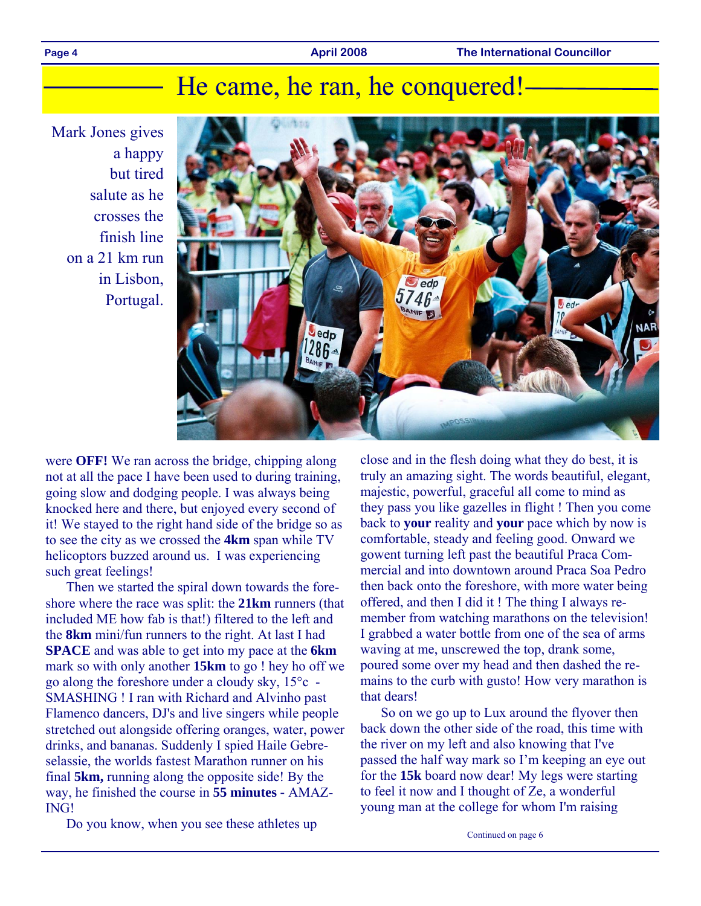# He came, he ran, he conquered!

Mark Jones gives a happy but tired salute as he crosses the finish line on a 21 km run in Lisbon, Portugal.

were **OFF!** We ran across the bridge, chipping along not at all the pace I have been used to during training, going slow and dodging people. I was always being knocked here and there, but enjoyed every second of it! We stayed to the right hand side of the bridge so as to see the city as we crossed the **4km** span while TV helicoptors buzzed around us. I was experiencing such great feelings!

Then we started the spiral down towards the foreshore where the race was split: the **21km** runners (that included ME how fab is that!) filtered to the left and the **8km** mini/fun runners to the right. At last I had **SPACE** and was able to get into my pace at the **6km** mark so with only another **15km** to go ! hey ho off we go along the foreshore under a cloudy sky, 15°c - SMASHING ! I ran with Richard and Alvinho past Flamenco dancers, DJ's and live singers while people stretched out alongside offering oranges, water, power drinks, and bananas. Suddenly I spied Haile Gebreselassie, the worlds fastest Marathon runner on his final **5km,** running along the opposite side! By the way, he finished the course in **55 minutes** - AMAZING!

Do you know, when you see these athletes up close and in the flesh doing what they do best, it is truly an amazing sight. The words beautiful, elegant, majestic, powerful, graceful all come to mind as they pass you like gazelles in flight ! Then you come back to **your** reality and **your** pace which by now is comfortable, steady and feeling good. Onward we gowent turning left past the beautiful Praca Commercial and into downtown around Praca Soa Pedro then back onto the foreshore, with more water being offered, and then I did it ! The thing I always remember from watching marathons on the television! I grabbed a water bottle from one of the sea of arms waving at me, unscrewed the top, drank some, poured some over my head and then dashed the remains to the curb with gusto! How very marathon is that dears!

So on we go up to Lux around the flyover then back down the other side of the road, this time with the river on my left and also knowing that I've passed the half way mark so I'm keeping an eye out for the **15k** board now dear! My legs were starting to feel it now and I thought of Ze, a wonderful young man at the college for whom I'm raising

Continued on page 6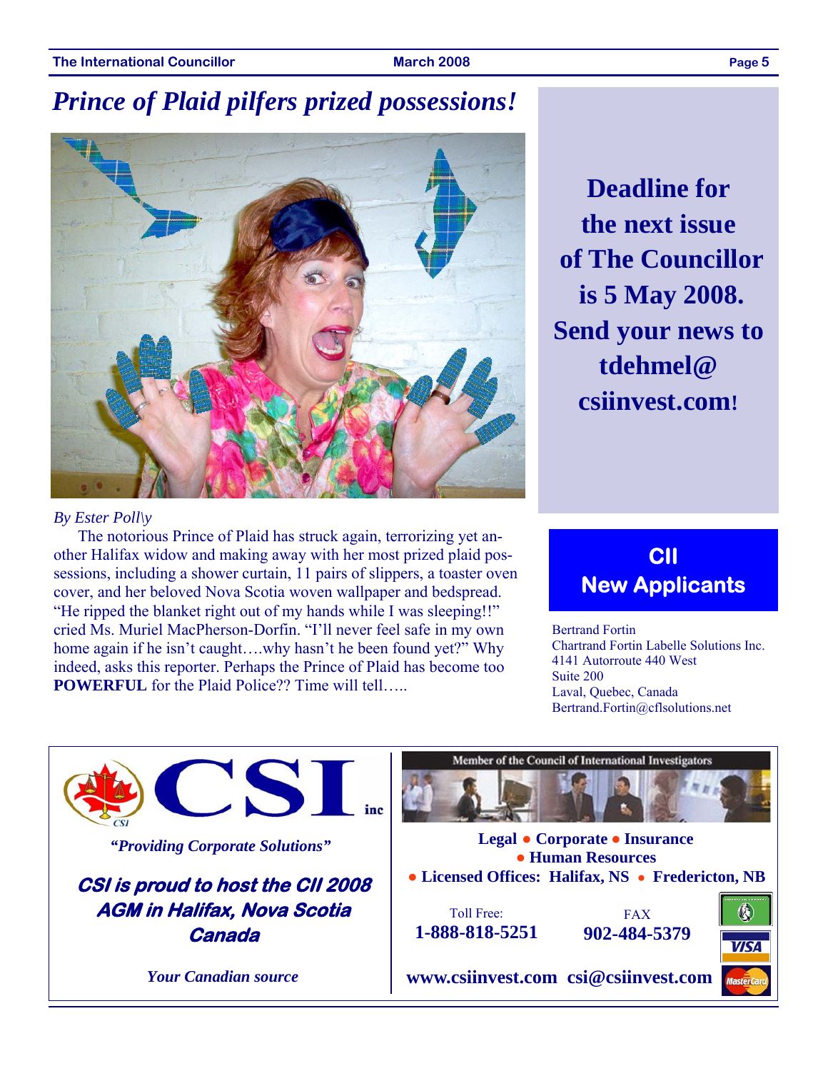# *Prince of Plaid pilfers prized possessions!*

*By Ester Poll\y*

The notorious Prince of Plaid has struck again, terrorizing yet another Halifax widow and making away with her most prized plaid possessions, including a shower curtain, 11 pairs of slippers, a toaster oven cover, and her beloved Nova Scotia woven wallpaper and bedspread. "He ripped the blanket right out of my hands while I was sleeping!!" cried Ms. Muriel MacPherson-Dorfin. "I'll never feel safe in my own home again if he isn't caught….why hasn't he been found yet?" Why indeed, asks this reporter. Perhaps the Prince of Plaid has become too **POWERFUL** for the Plaid Police?? Time will tell…..

**Deadline for the next issue of The Councillor is 5 May 2008. Send your news to tdehmel@ csiinvest.com!**

## CII New Applicants

Bertrand Fortin
Chartrand Fortin Labelle Solutions Inc.
4141 Autorroute 440 West
Suite 200
Laval, Quebec, Canada
Bertrand.Fortin@cflsolutions.net

---

**CSI inc**

*"Providing Corporate Solutions"*

***CSI is proud to host the CII 2008 AGM in Halifax, Nova Scotia Canada***

***Your Canadian source***

Member of the Council of International Investigators

**Legal ● Corporate ● Insurance ● Human Resources**

**● Licensed Offices: Halifax, NS ● Fredericton, NB**

Toll Free: **1-888-818-5251**

FAX **902-484-5379**

**www.csiinvest.com csi@csiinvest.com**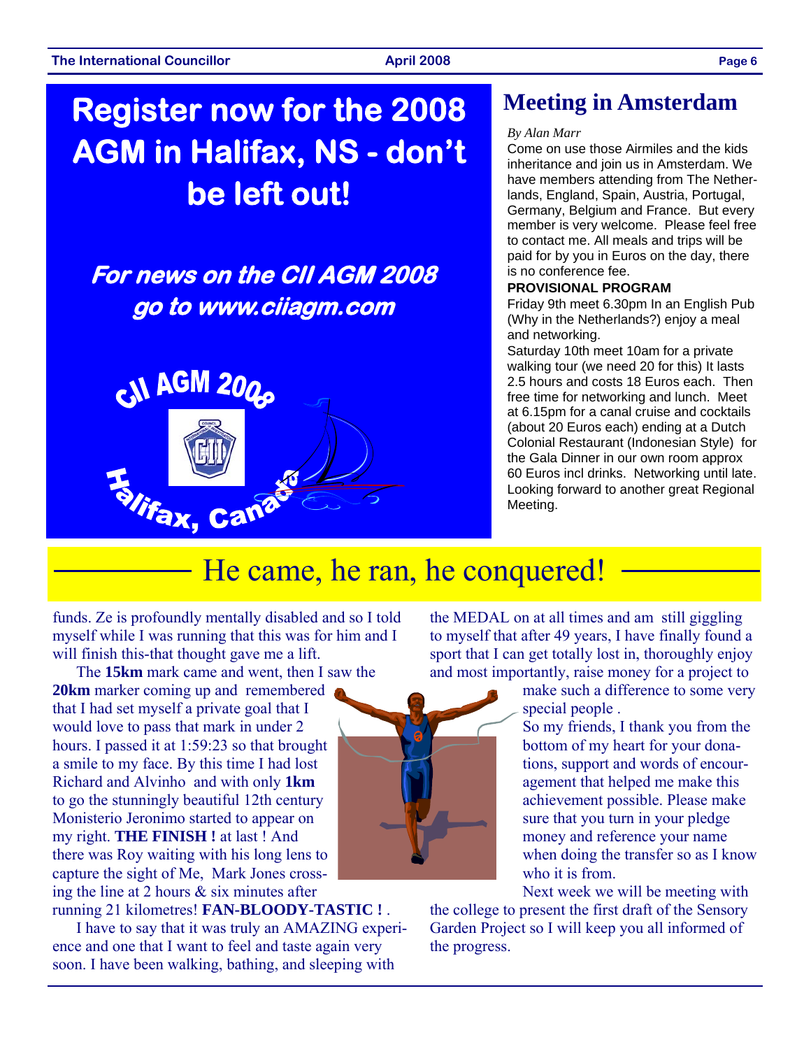# Register now for the 2008 AGM in Halifax, NS - don't be left out!

***For news on the CII AGM 2008 go to www.ciiagm.com***

CII AGM 2008

Halifax, Canada

## Meeting in Amsterdam

*By Alan Marr*

Come on use those Airmiles and the kids inheritance and join us in Amsterdam. We have members attending from The Netherlands, England, Spain, Austria, Portugal, Germany, Belgium and France. But every member is very welcome. Please feel free to contact me. All meals and trips will be paid for by you in Euros on the day, there is no conference fee.

**PROVISIONAL PROGRAM**

Friday 9th meet 6.30pm In an English Pub (Why in the Netherlands?) enjoy a meal and networking.

Saturday 10th meet 10am for a private walking tour (we need 20 for this) It lasts 2.5 hours and costs 18 Euros each. Then free time for networking and lunch. Meet at 6.15pm for a canal cruise and cocktails (about 20 Euros each) ending at a Dutch Colonial Restaurant (Indonesian Style) for the Gala Dinner in our own room approx 60 Euros incl drinks. Networking until late. Looking forward to another great Regional Meeting.

## He came, he ran, he conquered!

funds. Ze is profoundly mentally disabled and so I told myself while I was running that this was for him and I will finish this-that thought gave me a lift.

The **15km** mark came and went, then I saw the **20km** marker coming up and remembered that I had set myself a private goal that I would love to pass that mark in under 2 hours. I passed it at 1:59:23 so that brought a smile to my face. By this time I had lost Richard and Alvinho and with only **1km** to go the stunningly beautiful 12th century Monisterio Jeronimo started to appear on my right. **THE FINISH !** at last ! And there was Roy waiting with his long lens to capture the sight of Me, Mark Jones crossing the line at 2 hours & six minutes after running 21 kilometres! **FAN-BLOODY-TASTIC !** .

I have to say that it was truly an AMAZING experience and one that I want to feel and taste again very soon. I have been walking, bathing, and sleeping with the MEDAL on at all times and am still giggling to myself that after 49 years, I have finally found a sport that I can get totally lost in, thoroughly enjoy and most importantly, raise money for a project to make such a difference to some very special people .

So my friends, I thank you from the bottom of my heart for your donations, support and words of encouragement that helped me make this achievement possible. Please make sure that you turn in your pledge money and reference your name when doing the transfer so as I know who it is from.

Next week we will be meeting with the college to present the first draft of the Sensory Garden Project so I will keep you all informed of the progress.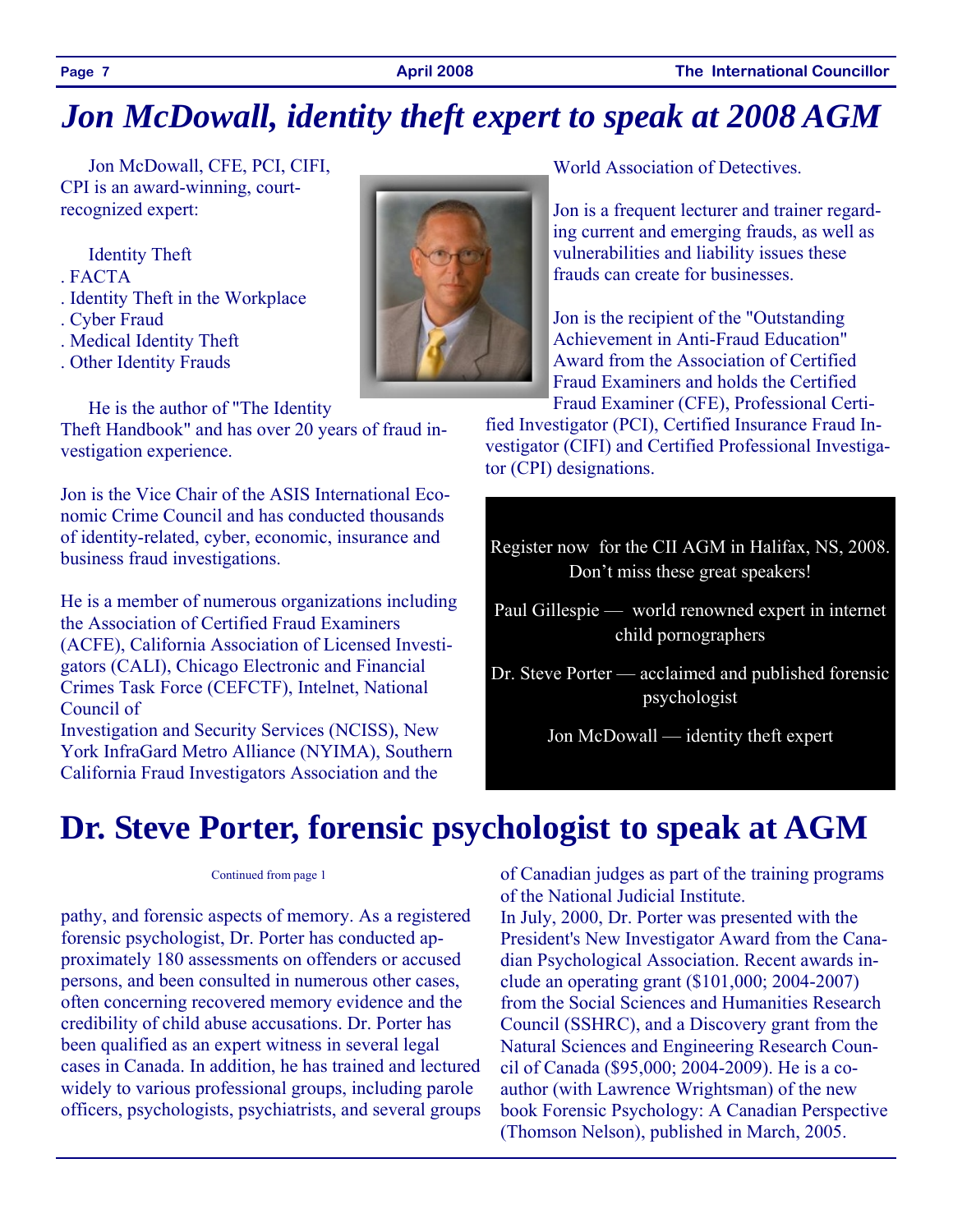# *Jon McDowall, identity theft expert to speak at 2008 AGM*

Jon McDowall, CFE, PCI, CIFI, CPI is an award-winning, court-recognized expert:

Identity Theft
. FACTA
. Identity Theft in the Workplace
. Cyber Fraud
. Medical Identity Theft
. Other Identity Frauds

He is the author of "The Identity Theft Handbook" and has over 20 years of fraud investigation experience.

Jon is the Vice Chair of the ASIS International Economic Crime Council and has conducted thousands of identity-related, cyber, economic, insurance and business fraud investigations.

He is a member of numerous organizations including the Association of Certified Fraud Examiners (ACFE), California Association of Licensed Investigators (CALI), Chicago Electronic and Financial Crimes Task Force (CEFCTF), Intelnet, National Council of Investigation and Security Services (NCISS), New York InfraGard Metro Alliance (NYIMA), Southern California Fraud Investigators Association and the World Association of Detectives.

Jon is a frequent lecturer and trainer regarding current and emerging frauds, as well as vulnerabilities and liability issues these frauds can create for businesses.

Jon is the recipient of the "Outstanding Achievement in Anti-Fraud Education" Award from the Association of Certified Fraud Examiners and holds the Certified Fraud Examiner (CFE), Professional Certified Investigator (PCI), Certified Insurance Fraud Investigator (CIFI) and Certified Professional Investigator (CPI) designations.

Register now for the CII AGM in Halifax, NS, 2008. Don't miss these great speakers!

Paul Gillespie — world renowned expert in internet child pornographers

Dr. Steve Porter — acclaimed and published forensic psychologist

Jon McDowall — identity theft expert

# Dr. Steve Porter, forensic psychologist to speak at AGM

Continued from page 1

pathy, and forensic aspects of memory. As a registered forensic psychologist, Dr. Porter has conducted approximately 180 assessments on offenders or accused persons, and been consulted in numerous other cases, often concerning recovered memory evidence and the credibility of child abuse accusations. Dr. Porter has been qualified as an expert witness in several legal cases in Canada. In addition, he has trained and lectured widely to various professional groups, including parole officers, psychologists, psychiatrists, and several groups of Canadian judges as part of the training programs of the National Judicial Institute.

In July, 2000, Dr. Porter was presented with the President's New Investigator Award from the Canadian Psychological Association. Recent awards include an operating grant ($101,000; 2004-2007) from the Social Sciences and Humanities Research Council (SSHRC), and a Discovery grant from the Natural Sciences and Engineering Research Council of Canada ($95,000; 2004-2009). He is a co-author (with Lawrence Wrightsman) of the new book Forensic Psychology: A Canadian Perspective (Thomson Nelson), published in March, 2005.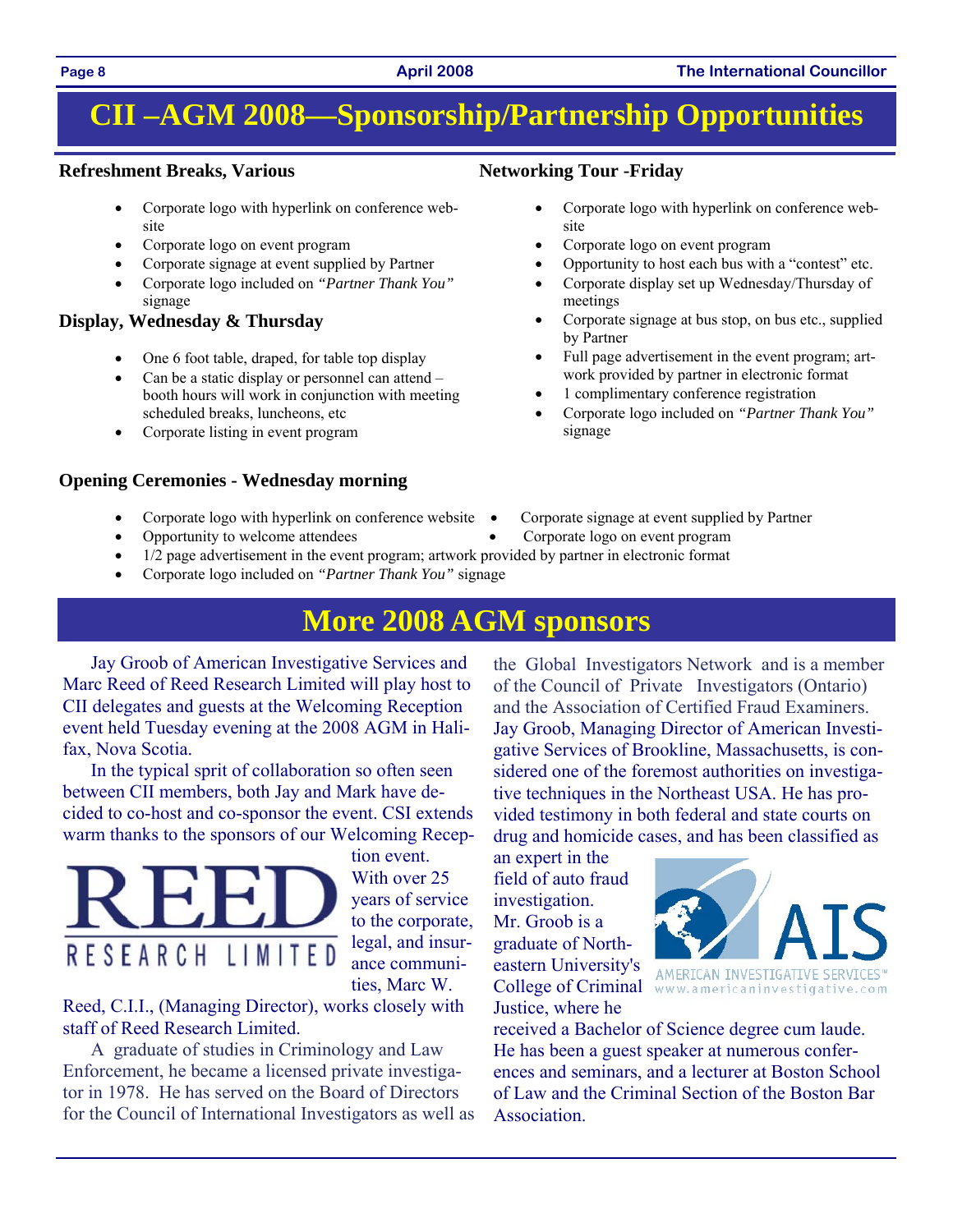# CII –AGM 2008—Sponsorship/Partnership Opportunities

### Refreshment Breaks, Various

- Corporate logo with hyperlink on conference website
- Corporate logo on event program
- Corporate signage at event supplied by Partner
- Corporate logo included on *"Partner Thank You"* signage

### Display, Wednesday & Thursday

- One 6 foot table, draped, for table top display
- Can be a static display or personnel can attend – booth hours will work in conjunction with meeting scheduled breaks, luncheons, etc
- Corporate listing in event program

### Networking Tour -Friday

- Corporate logo with hyperlink on conference website
- Corporate logo on event program
- Opportunity to host each bus with a "contest" etc.
- Corporate display set up Wednesday/Thursday of meetings
- Corporate signage at bus stop, on bus etc., supplied by Partner
- Full page advertisement in the event program; artwork provided by partner in electronic format
- 1 complimentary conference registration
- Corporate logo included on *"Partner Thank You"* signage

### Opening Ceremonies - Wednesday morning

- Corporate logo with hyperlink on conference website
- Corporate signage at event supplied by Partner
- Opportunity to welcome attendees
- Corporate logo on event program
- 1/2 page advertisement in the event program; artwork provided by partner in electronic format
- Corporate logo included on *"Partner Thank You"* signage

# More 2008 AGM sponsors

Jay Groob of American Investigative Services and Marc Reed of Reed Research Limited will play host to CII delegates and guests at the Welcoming Reception event held Tuesday evening at the 2008 AGM in Halifax, Nova Scotia.

In the typical sprit of collaboration so often seen between CII members, both Jay and Mark have decided to co-host and co-sponsor the event. CSI extends warm thanks to the sponsors of our Welcoming Reception event.

REED RESEARCH LIMITED

With over 25 years of service to the corporate, legal, and insurance communities, Marc W. Reed, C.I.I., (Managing Director), works closely with staff of Reed Research Limited.

A graduate of studies in Criminology and Law Enforcement, he became a licensed private investigator in 1978. He has served on the Board of Directors for the Council of International Investigators as well as the Global Investigators Network and is a member of the Council of Private Investigators (Ontario) and the Association of Certified Fraud Examiners.

Jay Groob, Managing Director of American Investigative Services of Brookline, Massachusetts, is considered one of the foremost authorities on investigative techniques in the Northeast USA. He has provided testimony in both federal and state courts on drug and homicide cases, and has been classified as an expert in the field of auto fraud investigation. Mr. Groob is a graduate of Northeastern University's College of Criminal Justice, where he received a Bachelor of Science degree cum laude. He has been a guest speaker at numerous conferences and seminars, and a lecturer at Boston School of Law and the Criminal Section of the Boston Bar Association.

AIS AMERICAN INVESTIGATIVE SERVICES™ www.americaninvestigative.com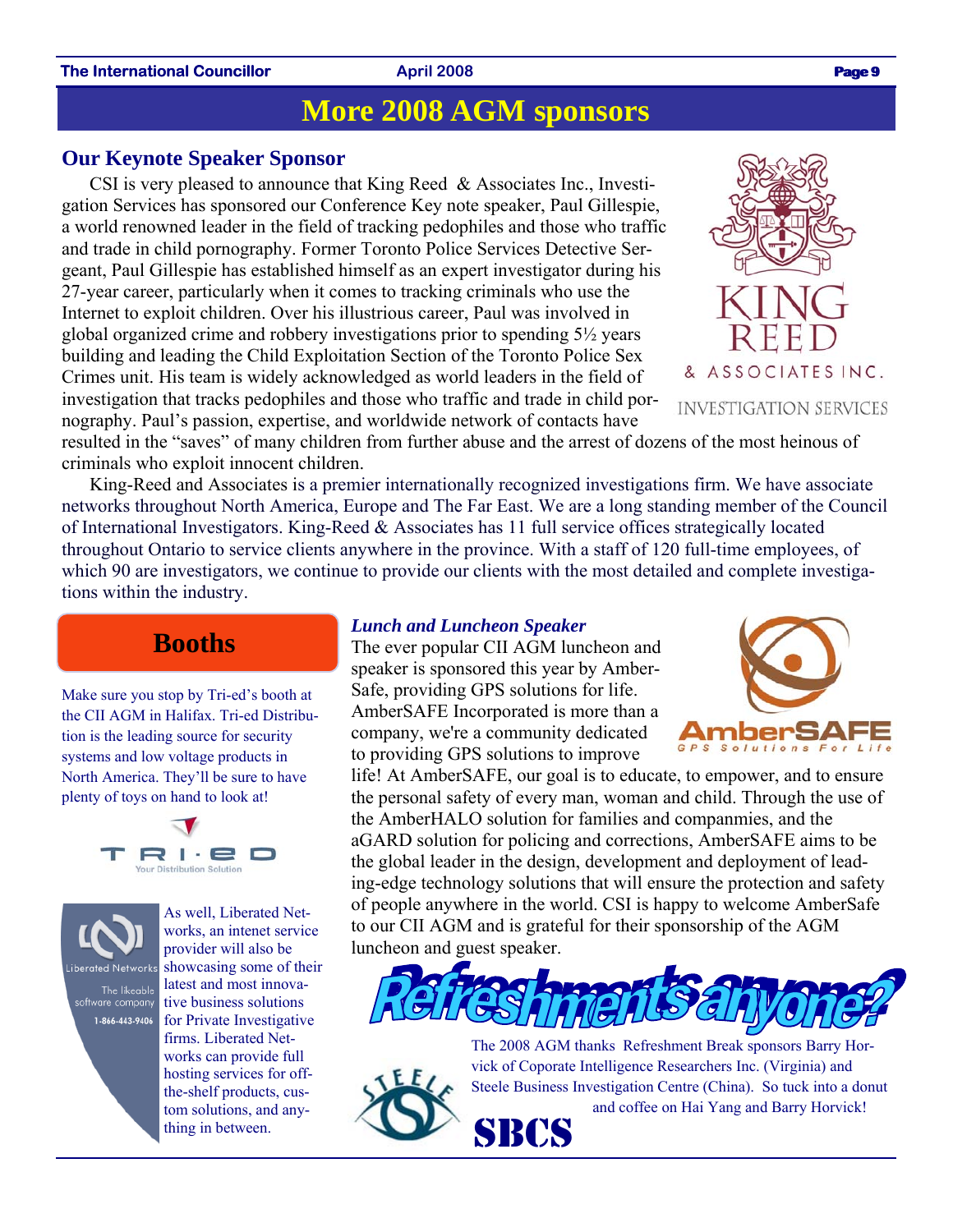# More 2008 AGM sponsors

## Our Keynote Speaker Sponsor

CSI is very pleased to announce that King Reed & Associates Inc., Investigation Services has sponsored our Conference Key note speaker, Paul Gillespie, a world renowned leader in the field of tracking pedophiles and those who traffic and trade in child pornography. Former Toronto Police Services Detective Sergeant, Paul Gillespie has established himself as an expert investigator during his 27-year career, particularly when it comes to tracking criminals who use the Internet to exploit children. Over his illustrious career, Paul was involved in global organized crime and robbery investigations prior to spending 5½ years building and leading the Child Exploitation Section of the Toronto Police Sex Crimes unit. His team is widely acknowledged as world leaders in the field of investigation that tracks pedophiles and those who traffic and trade in child pornography. Paul's passion, expertise, and worldwide network of contacts have resulted in the "saves" of many children from further abuse and the arrest of dozens of the most heinous of criminals who exploit innocent children.

King-Reed and Associates is a premier internationally recognized investigations firm. We have associate networks throughout North America, Europe and The Far East. We are a long standing member of the Council of International Investigators. King-Reed & Associates has 11 full service offices strategically located throughout Ontario to service clients anywhere in the province. With a staff of 120 full-time employees, of which 90 are investigators, we continue to provide our clients with the most detailed and complete investigations within the industry.

KING REED & ASSOCIATES INC. INVESTIGATION SERVICES

## Booths

Make sure you stop by Tri-ed's booth at the CII AGM in Halifax. Tri-ed Distribution is the leading source for security systems and low voltage products in North America. They'll be sure to have plenty of toys on hand to look at!

TRI-ED Your Distribution Solution

As well, Liberated Networks, an intenet service provider will also be showcasing some of their latest and most innovative business solutions for Private Investigative firms. Liberated Networks can provide full hosting services for off-the-shelf products, custom solutions, and anything in between.

Liberated Networks — The likeable software company — 1-866-443-9406

### *Lunch and Luncheon Speaker*

The ever popular CII AGM luncheon and speaker is sponsored this year by AmberSafe, providing GPS solutions for life. AmberSAFE Incorporated is more than a company, we're a community dedicated to providing GPS solutions to improve life! At AmberSAFE, our goal is to educate, to empower, and to ensure the personal safety of every man, woman and child. Through the use of the AmberHALO solution for families and companmies, and the aGARD solution for policing and corrections, AmberSAFE aims to be the global leader in the design, development and deployment of leading-edge technology solutions that will ensure the protection and safety of people anywhere in the world. CSI is happy to welcome AmberSafe to our CII AGM and is grateful for their sponsorship of the AGM luncheon and guest speaker.

AmberSAFE — GPS Solutions For Life

## Refreshments anyone?

The 2008 AGM thanks Refreshment Break sponsors Barry Horvick of Coporate Intelligence Researchers Inc. (Virginia) and Steele Business Investigation Centre (China). So tuck into a donut and coffee on Hai Yang and Barry Horvick!

STEELE SBCS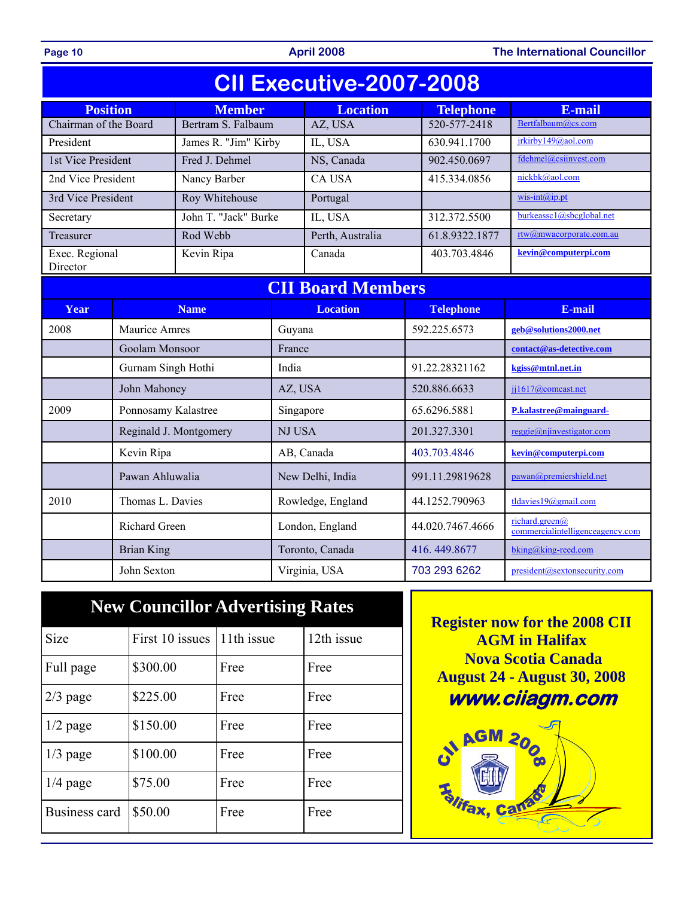# CII Executive-2007-2008

| Position | Member | Location | Telephone | E-mail |
|---|---|---|---|---|
| Chairman of the Board | Bertram S. Falbaum | AZ, USA | 520-577-2418 | Bertfalbaum@cs.com |
| President | James R. "Jim" Kirby | IL, USA | 630.941.1700 | jrkirby149@aol.com |
| 1st Vice President | Fred J. Dehmel | NS, Canada | 902.450.0697 | fdehmel@csiinvest.com |
| 2nd Vice President | Nancy Barber | CA USA | 415.334.0856 | nickbk@aol.com |
| 3rd Vice President | Roy Whitehouse | Portugal | | wis-int@ip.pt |
| Secretary | John T. "Jack" Burke | IL, USA | 312.372.5500 | burkeassc1@sbcglobal.net |
| Treasurer | Rod Webb | Perth, Australia | 61.8.9322.1877 | rtw@mwacorporate.com.au |
| Exec. Regional Director | Kevin Ripa | Canada | 403.703.4846 | **kevin@computerpi.com** |

## CII Board Members

| Year | Name | Location | Telephone | E-mail |
|---|---|---|---|---|
| 2008 | Maurice Amres | Guyana | 592.225.6573 | **geb@solutions2000.net** |
| | Goolam Monsoor | France | | **contact@as-detective.com** |
| | Gurnam Singh Hothi | India | 91.22.28321162 | **kgiss@mtnl.net.in** |
| | John Mahoney | AZ, USA | 520.886.6633 | jj1617@comcast.net |
| 2009 | Ponnosamy Kalastree | Singapore | 65.6296.5881 | **P.kalastree@mainguard-** |
| | Reginald J. Montgomery | NJ USA | 201.327.3301 | reggie@njinvestigator.com |
| | Kevin Ripa | AB, Canada | 403.703.4846 | **kevin@computerpi.com** |
| | Pawan Ahluwalia | New Delhi, India | 991.11.29819628 | pawan@premiershield.net |
| 2010 | Thomas L. Davies | Rowledge, England | 44.1252.790963 | tldavies19@gmail.com |
| | Richard Green | London, England | 44.020.7467.4666 | richard.green@ commercialintelligenceagency.com |
| | Brian King | Toronto, Canada | 416. 449.8677 | bking@king-reed.com |
| | John Sexton | Virginia, USA | 703 293 6262 | president@sextonsecurity.com |

## New Councillor Advertising Rates

| Size | First 10 issues | 11th issue | 12th issue |
|---|---|---|---|
| Full page | $300.00 | Free | Free |
| 2/3 page | $225.00 | Free | Free |
| 1/2 page | $150.00 | Free | Free |
| 1/3 page | $100.00 | Free | Free |
| 1/4 page | $75.00 | Free | Free |
| Business card | $50.00 | Free | Free |

**Register now for the 2008 CII AGM in Halifax Nova Scotia Canada August 24 - August 30, 2008**

***www.ciiagm.com***

CII AGM 2008 Halifax, Canada